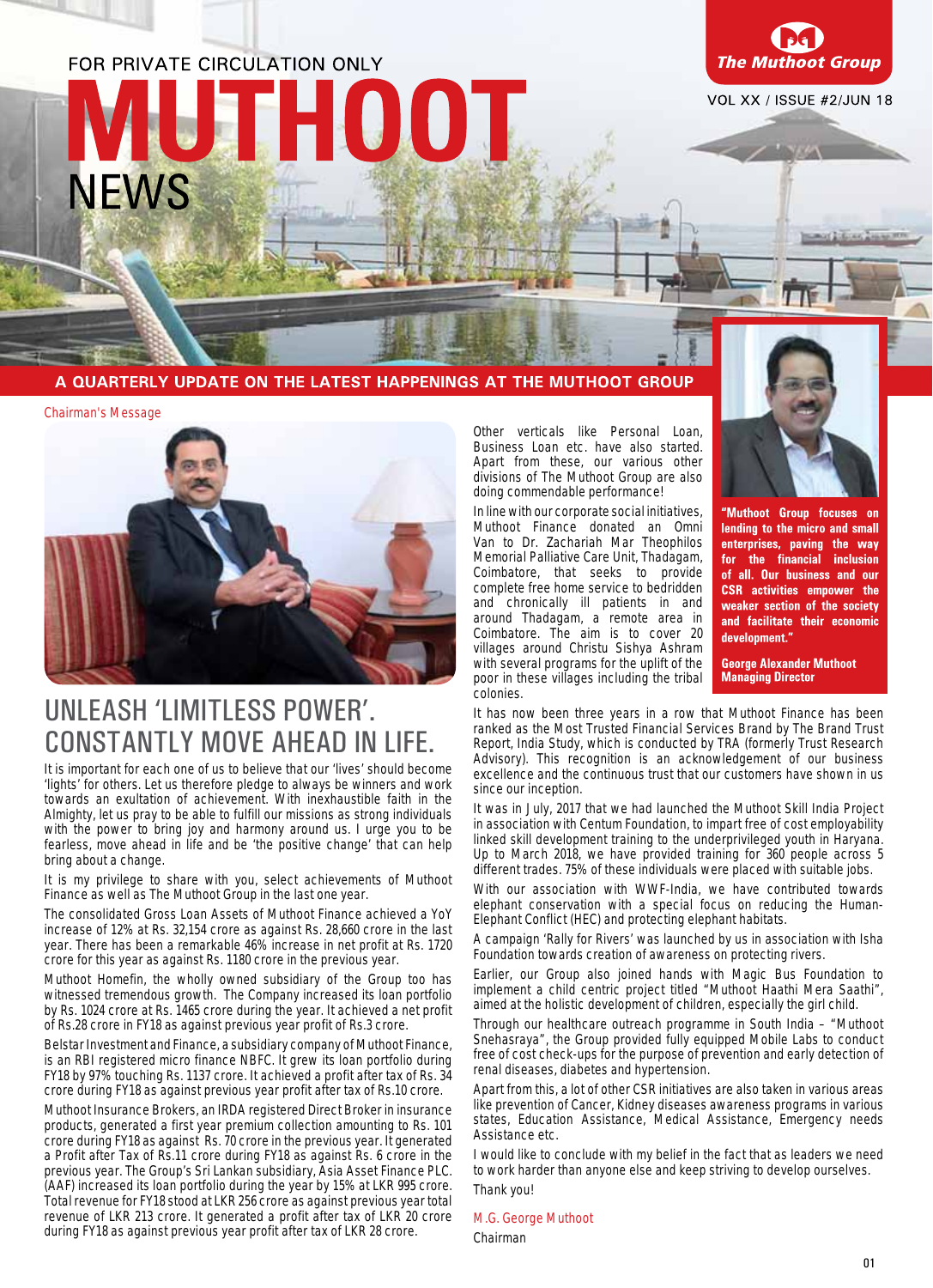FOR PRIVATE CIRCULATION ONLY

# MUTHOOT NEWS

The Muthoot Group

VOL XX / ISSUE #2/JUN 18

A QUARTERLY UPDATE ON THE LATEST HAPPENINGS AT THE MUTHOOT GROUP

Chairman's Message

## UNLEASH 'LIMITLESS POWER'. CONSTANTLY MOVE AHEAD IN LIFE.

It is important for each one of us to believe that our 'lives' should become 'lights' for others. Let us therefore pledge to always be winners and work towards an exultation of achievement. With inexhaustible faith in the Almighty, let us pray to be able to fulfill our missions as strong individuals with the power to bring joy and harmony around us. I urge you to be fearless, move ahead in life and be 'the positive change' that can help bring about a change.

It is my privilege to share with you, select achievements of Muthoot Finance as well as The Muthoot Group in the last one year.

The consolidated Gross Loan Assets of Muthoot Finance achieved a YoY increase of 12% at Rs. 32,154 crore as against Rs. 28,660 crore in the last year. There has been a remarkable 46% increase in net profit at Rs. 1720 crore for this year as against Rs. 1180 crore in the previous year.

Muthoot Homefin, the wholly owned subsidiary of the Group too has witnessed tremendous growth. The Company increased its loan portfolio by Rs. 1024 crore at Rs. 1465 crore during the year. It achieved a net profit of Rs.28 crore in FY18 as against previous year profit of Rs.3 crore.

Belstar Investment and Finance, a subsidiary company of Muthoot Finance, is an RBI registered micro finance NBFC. It grew its loan portfolio during FY18 by 97% touching Rs. 1137 crore. It achieved a profit after tax of Rs. 34 crore during FY18 as against previous year profit after tax of Rs.10 crore.

Muthoot Insurance Brokers, an IRDA registered Direct Broker in insurance products, generated a first year premium collection amounting to Rs. 101 crore during FY18 as against Rs. 70 crore in the previous year. It generated a Profit after Tax of Rs.11 crore during FY18 as against Rs. 6 crore in the previous year. The Group's Sri Lankan subsidiary, Asia Asset Finance PLC. (AAF) increased its loan portfolio during the year by 15% at LKR 995 crore. Total revenue for FY18 stood at LKR 256 crore as against previous year total revenue of LKR 213 crore. It generated a profit after tax of LKR 20 crore during FY18 as against previous year profit after tax of LKR 28 crore.

Other verticals like Personal Loan, Business Loan etc. have also started. Apart from these, our various other divisions of The Muthoot Group are also doing commendable performance!

In line with our corporate social initiatives, Muthoot Finance donated an Omni Van to Dr. Zachariah Mar Theophilos Memorial Palliative Care Unit, Thadagam, Coimbatore, that seeks to provide complete free home service to bedridden and chronically ill patients in and around Thadagam, a remote area in Coimbatore. The aim is to cover 20 villages around Christu Sishya Ashram with several programs for the uplift of the poor in these villages including the tribal colonies.

**"Muthoot Group focuses on lending to the micro and small enterprises, paving the way for the financial inclusion of all. Our business and our CSR activities empower the weaker section of the society and facilitate their economic development."**

**George Alexander Muthoot**
**Managing Director**

It has now been three years in a row that Muthoot Finance has been ranked as the Most Trusted Financial Services Brand by The Brand Trust Report, India Study, which is conducted by TRA (formerly Trust Research Advisory). This recognition is an acknowledgement of our business excellence and the continuous trust that our customers have shown in us since our inception.

It was in July, 2017 that we had launched the Muthoot Skill India Project in association with Centum Foundation, to impart free of cost employability linked skill development training to the underprivileged youth in Haryana. Up to March 2018, we have provided training for 360 people across 5 different trades. 75% of these individuals were placed with suitable jobs.

With our association with WWF-India, we have contributed towards elephant conservation with a special focus on reducing the Human-Elephant Conflict (HEC) and protecting elephant habitats.

A campaign 'Rally for Rivers' was launched by us in association with Isha Foundation towards creation of awareness on protecting rivers.

Earlier, our Group also joined hands with Magic Bus Foundation to implement a child centric project titled "Muthoot Haathi Mera Saathi", aimed at the holistic development of children, especially the girl child.

Through our healthcare outreach programme in South India – "Muthoot Snehasraya", the Group provided fully equipped Mobile Labs to conduct free of cost check-ups for the purpose of prevention and early detection of renal diseases, diabetes and hypertension.

Apart from this, a lot of other CSR initiatives are also taken in various areas like prevention of Cancer, Kidney diseases awareness programs in various states, Education Assistance, Medical Assistance, Emergency needs Assistance etc.

I would like to conclude with my belief in the fact that as leaders we need to work harder than anyone else and keep striving to develop ourselves.

Thank you!

M.G. George Muthoot
Chairman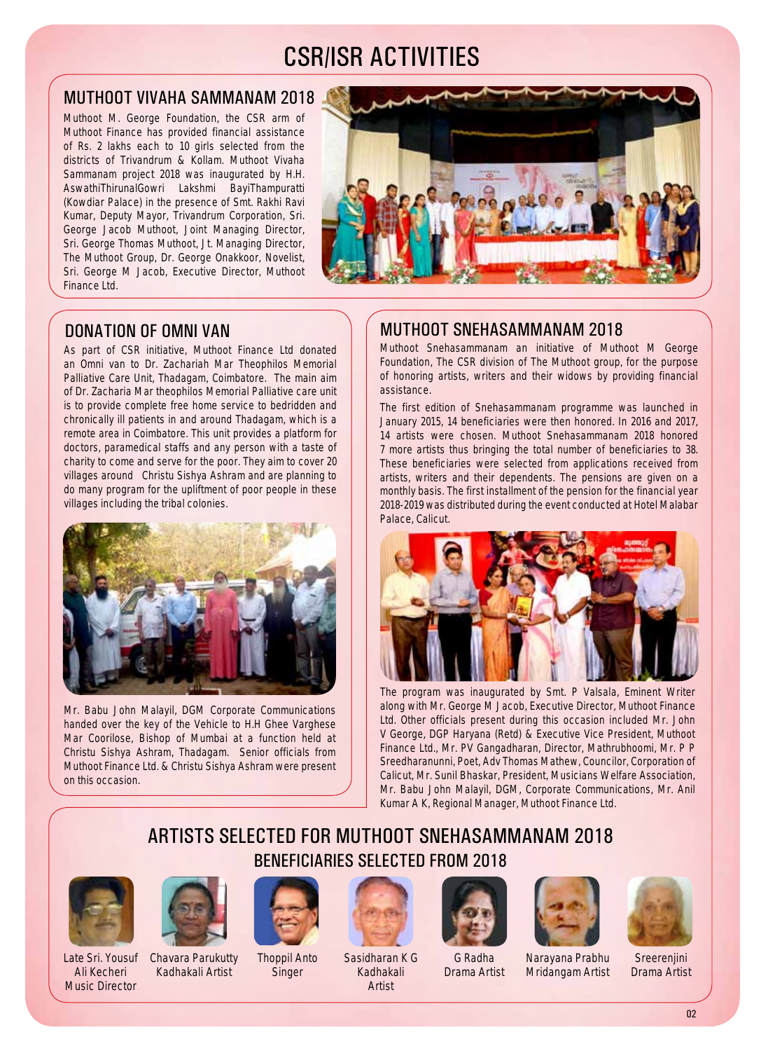# CSR/ISR ACTIVITIES

## MUTHOOT VIVAHA SAMMANAM 2018

Muthoot M. George Foundation, the CSR arm of Muthoot Finance has provided financial assistance of Rs. 2 lakhs each to 10 girls selected from the districts of Trivandrum & Kollam. Muthoot Vivaha Sammanam project 2018 was inaugurated by H.H. AswathiThirunalGowri Lakshmi BayiThampuratti (Kowdiar Palace) in the presence of Smt. Rakhi Ravi Kumar, Deputy Mayor, Trivandrum Corporation, Sri. George Jacob Muthoot, Joint Managing Director, Sri. George Thomas Muthoot, Jt. Managing Director, The Muthoot Group, Dr. George Onakkoor, Novelist, Sri. George M Jacob, Executive Director, Muthoot Finance Ltd.

## DONATION OF OMNI VAN

As part of CSR initiative, Muthoot Finance Ltd donated an Omni van to Dr. Zachariah Mar Theophilos Memorial Palliative Care Unit, Thadagam, Coimbatore. The main aim of Dr. Zacharia Mar theophilos Memorial Palliative care unit is to provide complete free home service to bedridden and chronically ill patients in and around Thadagam, which is a remote area in Coimbatore. This unit provides a platform for doctors, paramedical staffs and any person with a taste of charity to come and serve for the poor. They aim to cover 20 villages around Christu Sishya Ashram and are planning to do many program for the upliftment of poor people in these villages including the tribal colonies.

Mr. Babu John Malayil, DGM Corporate Communications handed over the key of the Vehicle to H.H Ghee Varghese Mar Coorilose, Bishop of Mumbai at a function held at Christu Sishya Ashram, Thadagam. Senior officials from Muthoot Finance Ltd. & Christu Sishya Ashram were present on this occasion.

## MUTHOOT SNEHASAMMANAM 2018

Muthoot Snehasammanam an initiative of Muthoot M George Foundation, The CSR division of The Muthoot group, for the purpose of honoring artists, writers and their widows by providing financial assistance.

The first edition of Snehasammanam programme was launched in January 2015, 14 beneficiaries were then honored. In 2016 and 2017, 14 artists were chosen. Muthoot Snehasammanam 2018 honored 7 more artists thus bringing the total number of beneficiaries to 38. These beneficiaries were selected from applications received from artists, writers and their dependents. The pensions are given on a monthly basis. The first installment of the pension for the financial year 2018-2019 was distributed during the event conducted at Hotel Malabar Palace, Calicut.

The program was inaugurated by Smt. P Valsala, Eminent Writer along with Mr. George M Jacob, Executive Director, Muthoot Finance Ltd. Other officials present during this occasion included Mr. John V George, DGP Haryana (Retd) & Executive Vice President, Muthoot Finance Ltd., Mr. PV Gangadharan, Director, Mathrubhoomi, Mr. P P Sreedharanunni, Poet, Adv Thomas Mathew, Councilor, Corporation of Calicut, Mr. Sunil Bhaskar, President, Musicians Welfare Association, Mr. Babu John Malayil, DGM, Corporate Communications, Mr. Anil Kumar A K, Regional Manager, Muthoot Finance Ltd.

## ARTISTS SELECTED FOR MUTHOOT SNEHASAMMANAM 2018

### BENEFICIARIES SELECTED FROM 2018

- Late Sri. Yousuf Ali Kecheri – Music Director
- Chavara Parukutty – Kadhakali Artist
- Thoppil Anto – Singer
- Sasidharan K G – Kadhakali Artist
- G Radha – Drama Artist
- Narayana Prabhu – Mridangam Artist
- Sreerenjini – Drama Artist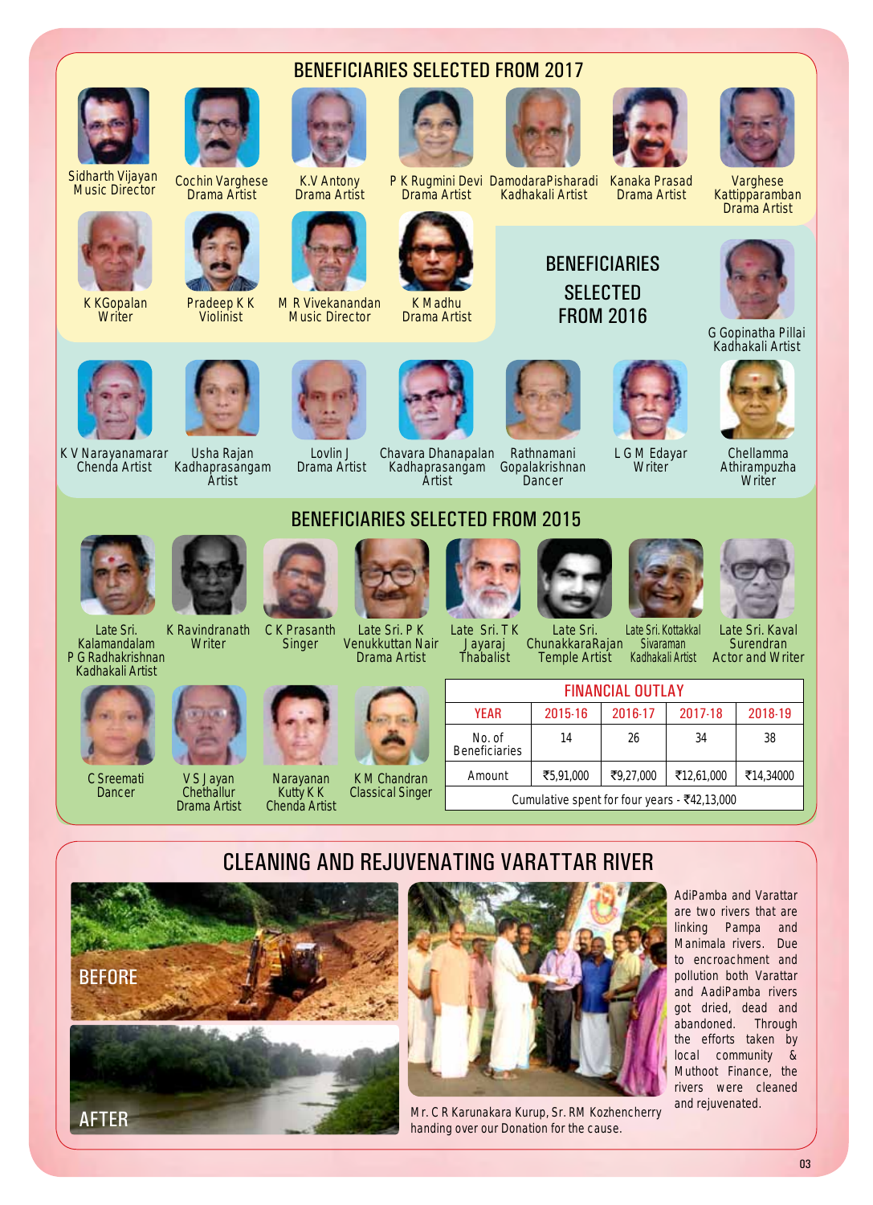## BENEFICIARIES SELECTED FROM 2017

- Sidharth Vijayan – Music Director
- Cochin Varghese – Drama Artist
- K.V Antony – Drama Artist
- P K Rugmini Devi – Drama Artist
- DamodaraPisharadi – Kadhakali Artist
- Kanaka Prasad – Drama Artist
- Varghese Kattipparamban – Drama Artist
- K KGopalan – Writer
- Pradeep K K – Violinist
- M R Vivekanandan – Music Director
- K Madhu – Drama Artist

## BENEFICIARIES SELECTED FROM 2016

- G Gopinatha Pillai – Kadhakali Artist
- K V Narayanamarar – Chenda Artist
- Usha Rajan – Kadhaprasangam Artist
- Lovlin J – Drama Artist
- Chavara Dhanapalan – Kadhaprasangam Artist
- Rathnamani Gopalakrishnan – Dancer
- L G M Edayar – Writer
- Chellamma Athirampuzha – Writer

## BENEFICIARIES SELECTED FROM 2015

- Late Sri. Kalamandalam P G Radhakrishnan – Kadhakali Artist
- K Ravindranath – Writer
- C K Prasanth – Singer
- Late Sri. P K Venukkuttan Nair – Drama Artist
- Late Sri. T K Jayaraj – Thabalist
- Late Sri. ChunakkaraRajan – Temple Artist
- Late Sri. Kottakkal Sivaraman – Kadhakali Artist
- Late Sri. Kaval Surendran – Actor and Writer
- C Sreemati – Dancer
- V S Jayan Chethallur – Drama Artist
- Narayanan Kutty K K – Chenda Artist
- K M Chandran – Classical Singer

**FINANCIAL OUTLAY**

| YEAR | 2015-16 | 2016-17 | 2017-18 | 2018-19 |
|---|---|---|---|---|
| No. of Beneficiaries | 14 | 26 | 34 | 38 |
| Amount | ₹5,91,000 | ₹9,27,000 | ₹12,61,000 | ₹14,34000 |
| Cumulative spent for four years - ₹42,13,000 | | | | |

## CLEANING AND REJUVENATING VARATTAR RIVER

BEFORE

AFTER

Mr. C R Karunakara Kurup, Sr. RM Kozhencherry handing over our Donation for the cause.

AdiPamba and Varattar are two rivers that are linking Pampa and Manimala rivers. Due to encroachment and pollution both Varattar and AadiPamba rivers got dried, dead and abandoned. Through the efforts taken by local community & Muthoot Finance, the rivers were cleaned and rejuvenated.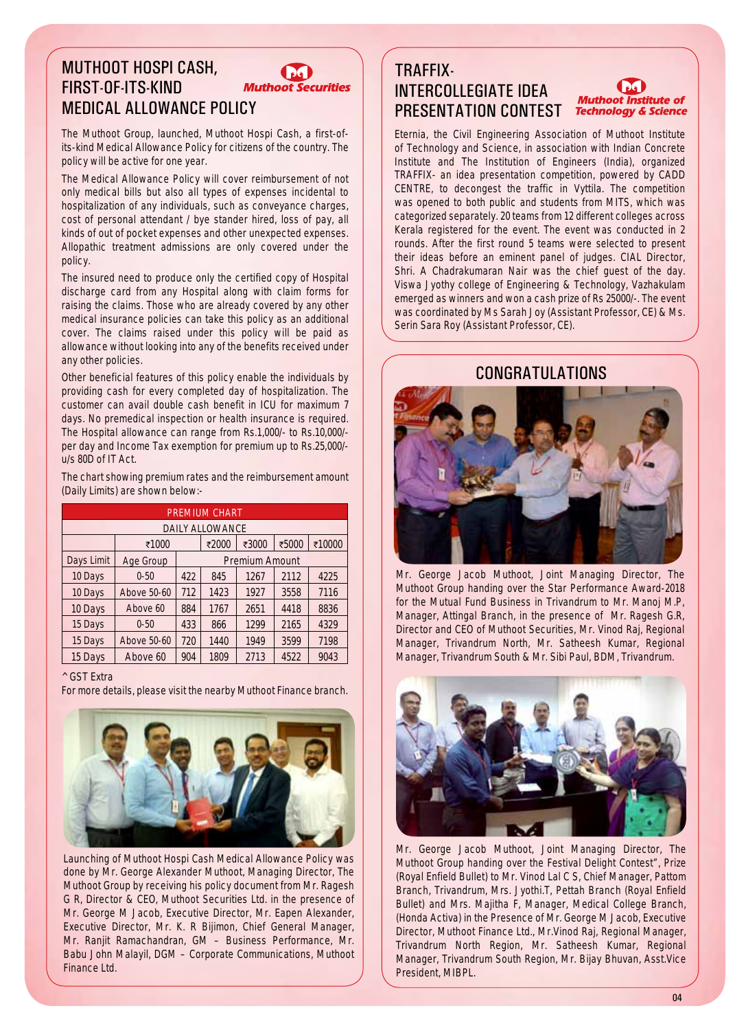## MUTHOOT HOSPI CASH, FIRST-OF-ITS-KIND MEDICAL ALLOWANCE POLICY

Muthoot Securities

The Muthoot Group, launched, Muthoot Hospi Cash, a first-of-its-kind Medical Allowance Policy for citizens of the country. The policy will be active for one year.

The Medical Allowance Policy will cover reimbursement of not only medical bills but also all types of expenses incidental to hospitalization of any individuals, such as conveyance charges, cost of personal attendant / bye stander hired, loss of pay, all kinds of out of pocket expenses and other unexpected expenses. Allopathic treatment admissions are only covered under the policy.

The insured need to produce only the certified copy of Hospital discharge card from any Hospital along with claim forms for raising the claims. Those who are already covered by any other medical insurance policies can take this policy as an additional cover. The claims raised under this policy will be paid as allowance without looking into any of the benefits received under any other policies.

Other beneficial features of this policy enable the individuals by providing cash for every completed day of hospitalization. The customer can avail double cash benefit in ICU for maximum 7 days. No premedical inspection or health insurance is required. The Hospital allowance can range from Rs.1,000/- to Rs.10,000/- per day and Income Tax exemption for premium up to Rs.25,000/- u/s 80D of IT Act.

The chart showing premium rates and the reimbursement amount (Daily Limits) are shown below:-

| PREMIUM CHART | | | | | | |
|---|---|---|---|---|---|---|
| DAILY ALLOWANCE | | | | | | |
| | ₹1000 | | ₹2000 | ₹3000 | ₹5000 | ₹10000 |
| Days Limit | Age Group | Premium Amount | | | | |
| 10 Days | 0-50 | 422 | 845 | 1267 | 2112 | 4225 |
| 10 Days | Above 50-60 | 712 | 1423 | 1927 | 3558 | 7116 |
| 10 Days | Above 60 | 884 | 1767 | 2651 | 4418 | 8836 |
| 15 Days | 0-50 | 433 | 866 | 1299 | 2165 | 4329 |
| 15 Days | Above 50-60 | 720 | 1440 | 1949 | 3599 | 7198 |
| 15 Days | Above 60 | 904 | 1809 | 2713 | 4522 | 9043 |

^ GST Extra

For more details, please visit the nearby Muthoot Finance branch.

Launching of Muthoot Hospi Cash Medical Allowance Policy was done by Mr. George Alexander Muthoot, Managing Director, The Muthoot Group by receiving his policy document from Mr. Ragesh G R, Director & CEO, Muthoot Securities Ltd. in the presence of Mr. George M Jacob, Executive Director, Mr. Eapen Alexander, Executive Director, Mr. K. R Bijimon, Chief General Manager, Mr. Ranjit Ramachandran, GM – Business Performance, Mr. Babu John Malayil, DGM – Corporate Communications, Muthoot Finance Ltd.

## TRAFFIX- INTERCOLLEGIATE IDEA PRESENTATION CONTEST

Muthoot Institute of Technology & Science

Eternia, the Civil Engineering Association of Muthoot Institute of Technology and Science, in association with Indian Concrete Institute and The Institution of Engineers (India), organized TRAFFIX- an idea presentation competition, powered by CADD CENTRE, to decongest the traffic in Vyttila. The competition was opened to both public and students from MITS, which was categorized separately. 20 teams from 12 different colleges across Kerala registered for the event. The event was conducted in 2 rounds. After the first round 5 teams were selected to present their ideas before an eminent panel of judges. CIAL Director, Shri. A Chadrakumaran Nair was the chief guest of the day. Viswa Jyothy college of Engineering & Technology, Vazhakulam emerged as winners and won a cash prize of Rs 25000/-. The event was coordinated by Ms Sarah Joy (Assistant Professor, CE) & Ms. Serin Sara Roy (Assistant Professor, CE).

## CONGRATULATIONS

Mr. George Jacob Muthoot, Joint Managing Director, The Muthoot Group handing over the Star Performance Award-2018 for the Mutual Fund Business in Trivandrum to Mr. Manoj M.P, Manager, Attingal Branch, in the presence of Mr. Ragesh G.R, Director and CEO of Muthoot Securities, Mr. Vinod Raj, Regional Manager, Trivandrum North, Mr. Satheesh Kumar, Regional Manager, Trivandrum South & Mr. Sibi Paul, BDM, Trivandrum.

Mr. George Jacob Muthoot, Joint Managing Director, The Muthoot Group handing over the Festival Delight Contest", Prize (Royal Enfield Bullet) to Mr. Vinod Lal C S, Chief Manager, Pattom Branch, Trivandrum, Mrs. Jyothi.T, Pettah Branch (Royal Enfield Bullet) and Mrs. Majitha F, Manager, Medical College Branch, (Honda Activa) in the Presence of Mr. George M Jacob, Executive Director, Muthoot Finance Ltd., Mr.Vinod Raj, Regional Manager, Trivandrum North Region, Mr. Satheesh Kumar, Regional Manager, Trivandrum South Region, Mr. Bijay Bhuvan, Asst.Vice President, MIBPL.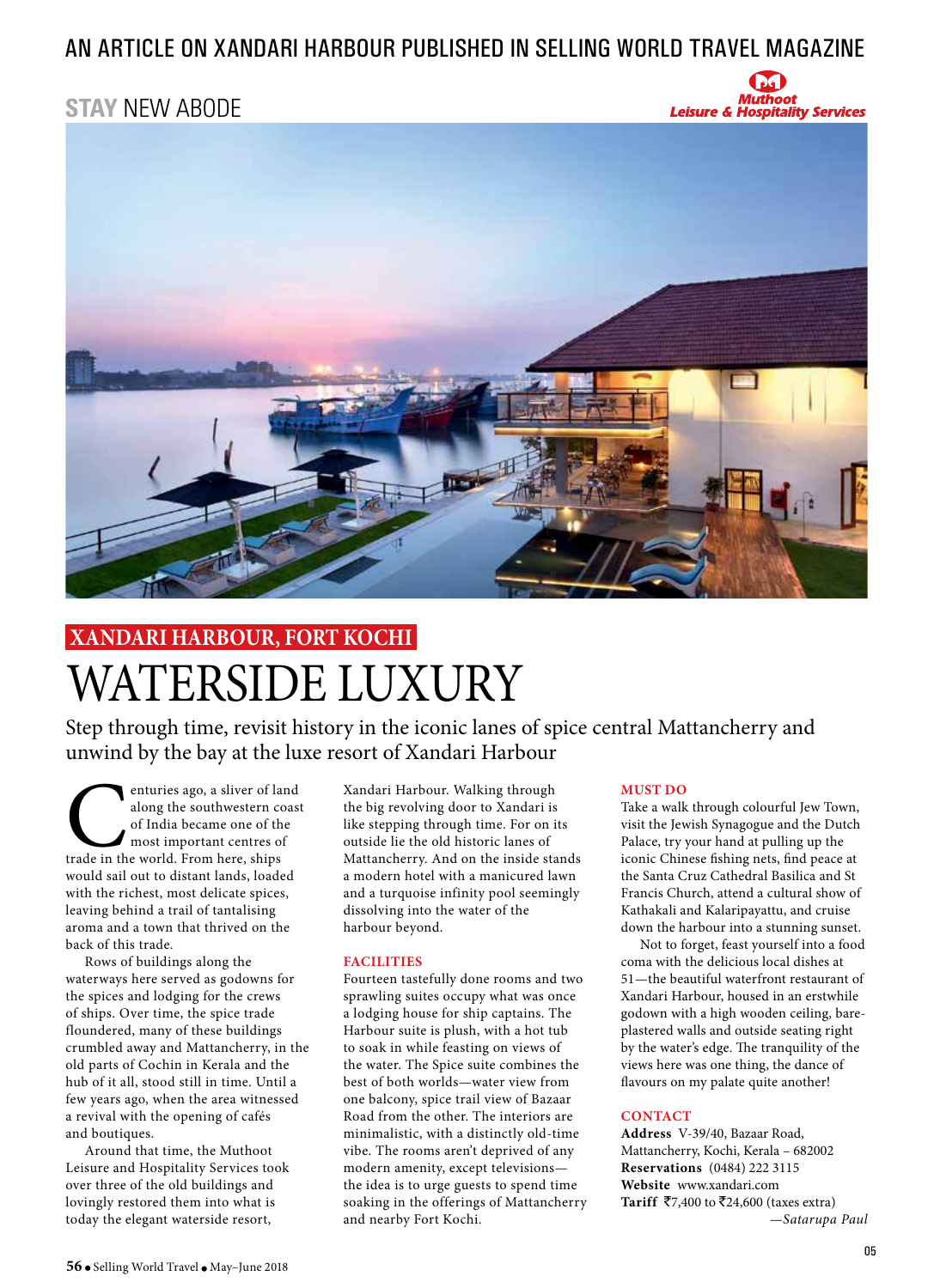# AN ARTICLE ON XANDARI HARBOUR PUBLISHED IN SELLING WORLD TRAVEL MAGAZINE

**STAY** NEW ABODE

Muthoot Leisure & Hospitality Services

**XANDARI HARBOUR, FORT KOCHI**

# WATERSIDE LUXURY

Step through time, revisit history in the iconic lanes of spice central Mattancherry and unwind by the bay at the luxe resort of Xandari Harbour

Centuries ago, a sliver of land along the southwestern coast of India became one of the most important centres of trade in the world. From here, ships would sail out to distant lands, loaded with the richest, most delicate spices, leaving behind a trail of tantalising aroma and a town that thrived on the back of this trade.

Rows of buildings along the waterways here served as godowns for the spices and lodging for the crews of ships. Over time, the spice trade floundered, many of these buildings crumbled away and Mattancherry, in the old parts of Cochin in Kerala and the hub of it all, stood still in time. Until a few years ago, when the area witnessed a revival with the opening of cafés and boutiques.

Around that time, the Muthoot Leisure and Hospitality Services took over three of the old buildings and lovingly restored them into what is today the elegant waterside resort, Xandari Harbour. Walking through the big revolving door to Xandari is like stepping through time. For on its outside lie the old historic lanes of Mattancherry. And on the inside stands a modern hotel with a manicured lawn and a turquoise infinity pool seemingly dissolving into the water of the harbour beyond.

### FACILITIES

Fourteen tastefully done rooms and two sprawling suites occupy what was once a lodging house for ship captains. The Harbour suite is plush, with a hot tub to soak in while feasting on views of the water. The Spice suite combines the best of both worlds—water view from one balcony, spice trail view of Bazaar Road from the other. The interiors are minimalistic, with a distinctly old-time vibe. The rooms aren't deprived of any modern amenity, except televisions—the idea is to urge guests to spend time soaking in the offerings of Mattancherry and nearby Fort Kochi.

### MUST DO

Take a walk through colourful Jew Town, visit the Jewish Synagogue and the Dutch Palace, try your hand at pulling up the iconic Chinese fishing nets, find peace at the Santa Cruz Cathedral Basilica and St Francis Church, attend a cultural show of Kathakali and Kalaripayattu, and cruise down the harbour into a stunning sunset.

Not to forget, feast yourself into a food coma with the delicious local dishes at 51—the beautiful waterfront restaurant of Xandari Harbour, housed in an erstwhile godown with a high wooden ceiling, bare-plastered walls and outside seating right by the water's edge. The tranquility of the views here was one thing, the dance of flavours on my palate quite another!

### CONTACT

**Address** V-39/40, Bazaar Road, Mattancherry, Kochi, Kerala – 682002
**Reservations** (0484) 222 3115
**Website** www.xandari.com
**Tariff** ₹7,400 to ₹24,600 (taxes extra)

*—Satarupa Paul*

56 • Selling World Travel • May–June 2018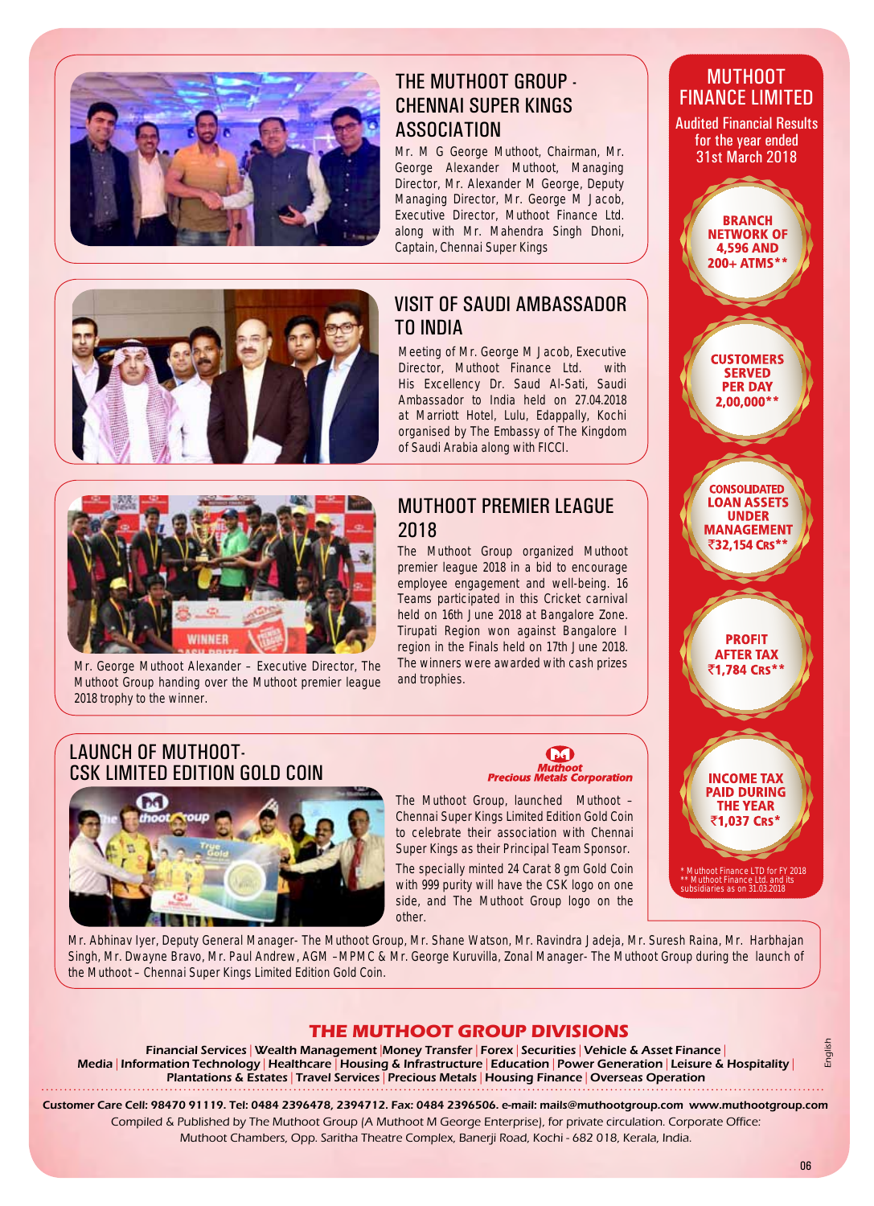## THE MUTHOOT GROUP - CHENNAI SUPER KINGS ASSOCIATION

Mr. M G George Muthoot, Chairman, Mr. George Alexander Muthoot, Managing Director, Mr. Alexander M George, Deputy Managing Director, Mr. George M Jacob, Executive Director, Muthoot Finance Ltd. along with Mr. Mahendra Singh Dhoni, Captain, Chennai Super Kings

## VISIT OF SAUDI AMBASSADOR TO INDIA

Meeting of Mr. George M Jacob, Executive Director, Muthoot Finance Ltd. with His Excellency Dr. Saud Al-Sati, Saudi Ambassador to India held on 27.04.2018 at Marriott Hotel, Lulu, Edappally, Kochi organised by The Embassy of The Kingdom of Saudi Arabia along with FICCI.

## MUTHOOT PREMIER LEAGUE 2018

The Muthoot Group organized Muthoot premier league 2018 in a bid to encourage employee engagement and well-being. 16 Teams participated in this Cricket carnival held on 16th June 2018 at Bangalore Zone. Tirupati Region won against Bangalore I region in the Finals held on 17th June 2018. The winners were awarded with cash prizes and trophies.

Mr. George Muthoot Alexander – Executive Director, The Muthoot Group handing over the Muthoot premier league 2018 trophy to the winner.

## LAUNCH OF MUTHOOT-CSK LIMITED EDITION GOLD COIN

*Muthoot Precious Metals Corporation*

The Muthoot Group, launched Muthoot – Chennai Super Kings Limited Edition Gold Coin to celebrate their association with Chennai Super Kings as their Principal Team Sponsor.

The specially minted 24 Carat 8 gm Gold Coin with 999 purity will have the CSK logo on one side, and The Muthoot Group logo on the other.

Mr. Abhinav Iyer, Deputy General Manager- The Muthoot Group, Mr. Shane Watson, Mr. Ravindra Jadeja, Mr. Suresh Raina, Mr. Harbhajan Singh, Mr. Dwayne Bravo, Mr. Paul Andrew, AGM –MPMC & Mr. George Kuruvilla, Zonal Manager- The Muthoot Group during the launch of the Muthoot – Chennai Super Kings Limited Edition Gold Coin.

## MUTHOOT FINANCE LIMITED

Audited Financial Results for the year ended 31st March 2018

**BRANCH NETWORK OF 4,596 AND 200+ ATMS****

**CUSTOMERS SERVED PER DAY 2,00,000****

**CONSOLIDATED LOAN ASSETS UNDER MANAGEMENT ₹32,154 CRS****

**PROFIT AFTER TAX ₹1,784 CRS****

**INCOME TAX PAID DURING THE YEAR ₹1,037 CRS***

\* Muthoot Finance LTD for FY 2018
** Muthoot Finance Ltd. and its subsidiaries as on 31.03.2018

## THE MUTHOOT GROUP DIVISIONS

**Financial Services | Wealth Management | Money Transfer | Forex | Securities | Vehicle & Asset Finance | Media | Information Technology | Healthcare | Housing & Infrastructure | Education | Power Generation | Leisure & Hospitality | Plantations & Estates | Travel Services | Precious Metals | Housing Finance | Overseas Operation**

**Customer Care Cell: 98470 91119. Tel: 0484 2396478, 2394712. Fax: 0484 2396506. e-mail: mails@muthootgroup.com www.muthootgroup.com**

Compiled & Published by The Muthoot Group (A Muthoot M George Enterprise), for private circulation. Corporate Office: Muthoot Chambers, Opp. Saritha Theatre Complex, Banerji Road, Kochi - 682 018, Kerala, India.